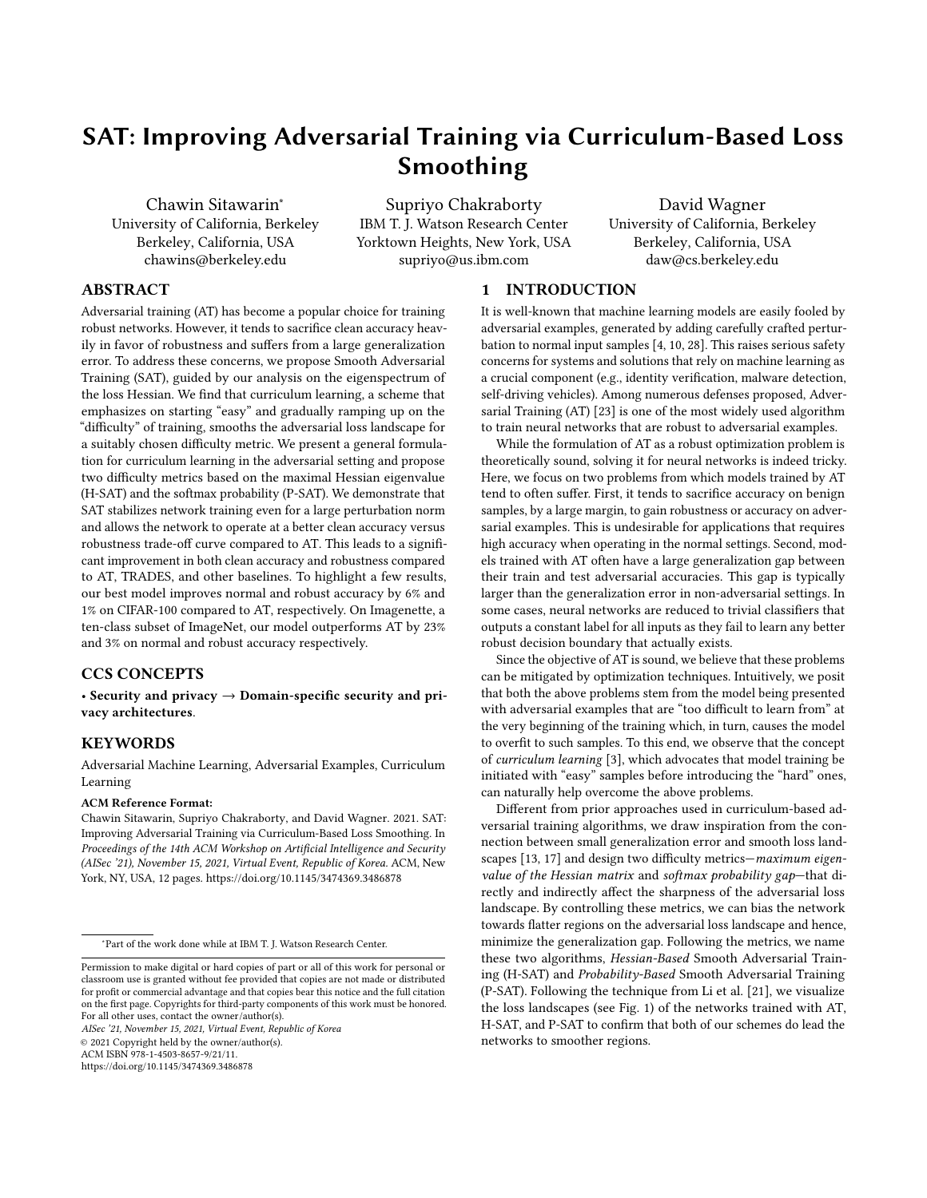# SAT: Improving Adversarial Training via Curriculum-Based Loss Smoothing

Chawin Sitawarin*
University of California, Berkeley
Berkeley, California, USA
chawins@berkeley.edu

Supriyo Chakraborty
IBM T. J. Watson Research Center
Yorktown Heights, New York, USA
supriyo@us.ibm.com

David Wagner
University of California, Berkeley
Berkeley, California, USA
daw@cs.berkeley.edu

## ABSTRACT

Adversarial training (AT) has become a popular choice for training robust networks. However, it tends to sacrifice clean accuracy heavily in favor of robustness and suffers from a large generalization error. To address these concerns, we propose Smooth Adversarial Training (SAT), guided by our analysis on the eigenspectrum of the loss Hessian. We find that curriculum learning, a scheme that emphasizes on starting "easy" and gradually ramping up on the "difficulty" of training, smooths the adversarial loss landscape for a suitably chosen difficulty metric. We present a general formulation for curriculum learning in the adversarial setting and propose two difficulty metrics based on the maximal Hessian eigenvalue (H-SAT) and the softmax probability (P-SAT). We demonstrate that SAT stabilizes network training even for a large perturbation norm and allows the network to operate at a better clean accuracy versus robustness trade-off curve compared to AT. This leads to a significant improvement in both clean accuracy and robustness compared to AT, TRADES, and other baselines. To highlight a few results, our best model improves normal and robust accuracy by 6% and 1% on CIFAR-100 compared to AT, respectively. On Imagenette, a ten-class subset of ImageNet, our model outperforms AT by 23% and 3% on normal and robust accuracy respectively.

## CCS CONCEPTS

• **Security and privacy → Domain-specific security and privacy architectures**.

## KEYWORDS

Adversarial Machine Learning, Adversarial Examples, Curriculum Learning

**ACM Reference Format:**
Chawin Sitawarin, Supriyo Chakraborty, and David Wagner. 2021. SAT: Improving Adversarial Training via Curriculum-Based Loss Smoothing. In *Proceedings of the 14th ACM Workshop on Artificial Intelligence and Security (AISec '21), November 15, 2021, Virtual Event, Republic of Korea.* ACM, New York, NY, USA, 12 pages. https://doi.org/10.1145/3474369.3486878

*Part of the work done while at IBM T. J. Watson Research Center.

Permission to make digital or hard copies of part or all of this work for personal or classroom use is granted without fee provided that copies are not made or distributed for profit or commercial advantage and that copies bear this notice and the full citation on the first page. Copyrights for third-party components of this work must be honored. For all other uses, contact the owner/author(s).
*AISec '21, November 15, 2021, Virtual Event, Republic of Korea*
© 2021 Copyright held by the owner/author(s).
ACM ISBN 978-1-4503-8657-9/21/11.
https://doi.org/10.1145/3474369.3486878

## 1 INTRODUCTION

It is well-known that machine learning models are easily fooled by adversarial examples, generated by adding carefully crafted perturbation to normal input samples [4, 10, 28]. This raises serious safety concerns for systems and solutions that rely on machine learning as a crucial component (e.g., identity verification, malware detection, self-driving vehicles). Among numerous defenses proposed, Adversarial Training (AT) [23] is one of the most widely used algorithm to train neural networks that are robust to adversarial examples.

While the formulation of AT as a robust optimization problem is theoretically sound, solving it for neural networks is indeed tricky. Here, we focus on two problems from which models trained by AT tend to often suffer. First, it tends to sacrifice accuracy on benign samples, by a large margin, to gain robustness or accuracy on adversarial examples. This is undesirable for applications that requires high accuracy when operating in the normal settings. Second, models trained with AT often have a large generalization gap between their train and test adversarial accuracies. This gap is typically larger than the generalization error in non-adversarial settings. In some cases, neural networks are reduced to trivial classifiers that outputs a constant label for all inputs as they fail to learn any better robust decision boundary that actually exists.

Since the objective of AT is sound, we believe that these problems can be mitigated by optimization techniques. Intuitively, we posit that both the above problems stem from the model being presented with adversarial examples that are "too difficult to learn from" at the very beginning of the training which, in turn, causes the model to overfit to such samples. To this end, we observe that the concept of *curriculum learning* [3], which advocates that model training be initiated with "easy" samples before introducing the "hard" ones, can naturally help overcome the above problems.

Different from prior approaches used in curriculum-based adversarial training algorithms, we draw inspiration from the connection between small generalization error and smooth loss landscapes [13, 17] and design two difficulty metrics—*maximum eigenvalue of the Hessian matrix* and *softmax probability gap*—that directly and indirectly affect the sharpness of the adversarial loss landscape. By controlling these metrics, we can bias the network towards flatter regions on the adversarial loss landscape and hence, minimize the generalization gap. Following the metrics, we name these two algorithms, *Hessian-Based* Smooth Adversarial Training (H-SAT) and *Probability-Based* Smooth Adversarial Training (P-SAT). Following the technique from Li et al. [21], we visualize the loss landscapes (see Fig. 1) of the networks trained with AT, H-SAT, and P-SAT to confirm that both of our schemes do lead the networks to smoother regions.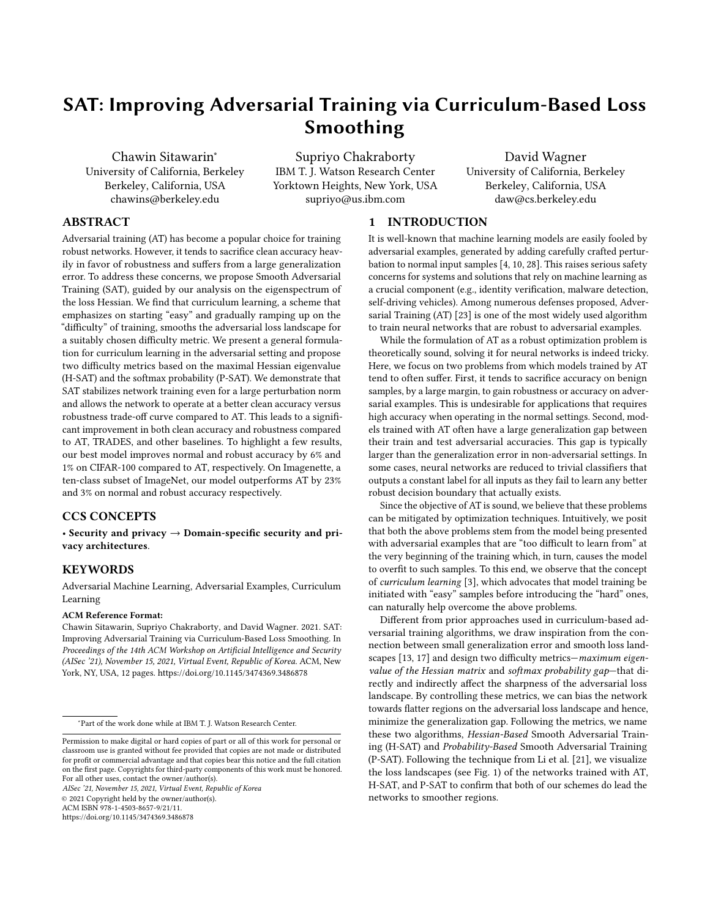# SAT: Improving Adversarial Training via Curriculum-Based Loss Smoothing

Chawin Sitawarin*
University of California, Berkeley
Berkeley, California, USA
chawins@berkeley.edu

Supriyo Chakraborty
IBM T. J. Watson Research Center
Yorktown Heights, New York, USA
supriyo@us.ibm.com

David Wagner
University of California, Berkeley
Berkeley, California, USA
daw@cs.berkeley.edu

## ABSTRACT

Adversarial training (AT) has become a popular choice for training robust networks. However, it tends to sacrifice clean accuracy heavily in favor of robustness and suffers from a large generalization error. To address these concerns, we propose Smooth Adversarial Training (SAT), guided by our analysis on the eigenspectrum of the loss Hessian. We find that curriculum learning, a scheme that emphasizes on starting "easy" and gradually ramping up on the "difficulty" of training, smooths the adversarial loss landscape for a suitably chosen difficulty metric. We present a general formulation for curriculum learning in the adversarial setting and propose two difficulty metrics based on the maximal Hessian eigenvalue (H-SAT) and the softmax probability (P-SAT). We demonstrate that SAT stabilizes network training even for a large perturbation norm and allows the network to operate at a better clean accuracy versus robustness trade-off curve compared to AT. This leads to a significant improvement in both clean accuracy and robustness compared to AT, TRADES, and other baselines. To highlight a few results, our best model improves normal and robust accuracy by 6% and 1% on CIFAR-100 compared to AT, respectively. On Imagenette, a ten-class subset of ImageNet, our model outperforms AT by 23% and 3% on normal and robust accuracy respectively.

## CCS CONCEPTS

• **Security and privacy** → **Domain-specific security and privacy architectures**.

## KEYWORDS

Adversarial Machine Learning, Adversarial Examples, Curriculum Learning

**ACM Reference Format:**
Chawin Sitawarin, Supriyo Chakraborty, and David Wagner. 2021. SAT: Improving Adversarial Training via Curriculum-Based Loss Smoothing. In *Proceedings of the 14th ACM Workshop on Artificial Intelligence and Security (AISec '21), November 15, 2021, Virtual Event, Republic of Korea.* ACM, New York, NY, USA, 12 pages. https://doi.org/10.1145/3474369.3486878

*Part of the work done while at IBM T. J. Watson Research Center.

Permission to make digital or hard copies of part or all of this work for personal or classroom use is granted without fee provided that copies are not made or distributed for profit or commercial advantage and that copies bear this notice and the full citation on the first page. Copyrights for third-party components of this work must be honored. For all other uses, contact the owner/author(s).
*AISec '21, November 15, 2021, Virtual Event, Republic of Korea*
© 2021 Copyright held by the owner/author(s).
ACM ISBN 978-1-4503-8657-9/21/11.
https://doi.org/10.1145/3474369.3486878

## 1 INTRODUCTION

It is well-known that machine learning models are easily fooled by adversarial examples, generated by adding carefully crafted perturbation to normal input samples [4, 10, 28]. This raises serious safety concerns for systems and solutions that rely on machine learning as a crucial component (e.g., identity verification, malware detection, self-driving vehicles). Among numerous defenses proposed, Adversarial Training (AT) [23] is one of the most widely used algorithm to train neural networks that are robust to adversarial examples.

While the formulation of AT as a robust optimization problem is theoretically sound, solving it for neural networks is indeed tricky. Here, we focus on two problems from which models trained by AT tend to often suffer. First, it tends to sacrifice accuracy on benign samples, by a large margin, to gain robustness or accuracy on adversarial examples. This is undesirable for applications that requires high accuracy when operating in the normal settings. Second, models trained with AT often have a large generalization gap between their train and test adversarial accuracies. This gap is typically larger than the generalization error in non-adversarial settings. In some cases, neural networks are reduced to trivial classifiers that outputs a constant label for all inputs as they fail to learn any better robust decision boundary that actually exists.

Since the objective of AT is sound, we believe that these problems can be mitigated by optimization techniques. Intuitively, we posit that both the above problems stem from the model being presented with adversarial examples that are "too difficult to learn from" at the very beginning of the training which, in turn, causes the model to overfit to such samples. To this end, we observe that the concept of *curriculum learning* [3], which advocates that model training be initiated with "easy" samples before introducing the "hard" ones, can naturally help overcome the above problems.

Different from prior approaches used in curriculum-based adversarial training algorithms, we draw inspiration from the connection between small generalization error and smooth loss landscapes [13, 17] and design two difficulty metrics—*maximum eigenvalue of the Hessian matrix* and *softmax probability gap*—that directly and indirectly affect the sharpness of the adversarial loss landscape. By controlling these metrics, we can bias the network towards flatter regions on the adversarial loss landscape and hence, minimize the generalization gap. Following the metrics, we name these two algorithms, *Hessian-Based* Smooth Adversarial Training (H-SAT) and *Probability-Based* Smooth Adversarial Training (P-SAT). Following the technique from Li et al. [21], we visualize the loss landscapes (see Fig. 1) of the networks trained with AT, H-SAT, and P-SAT to confirm that both of our schemes do lead the networks to smoother regions.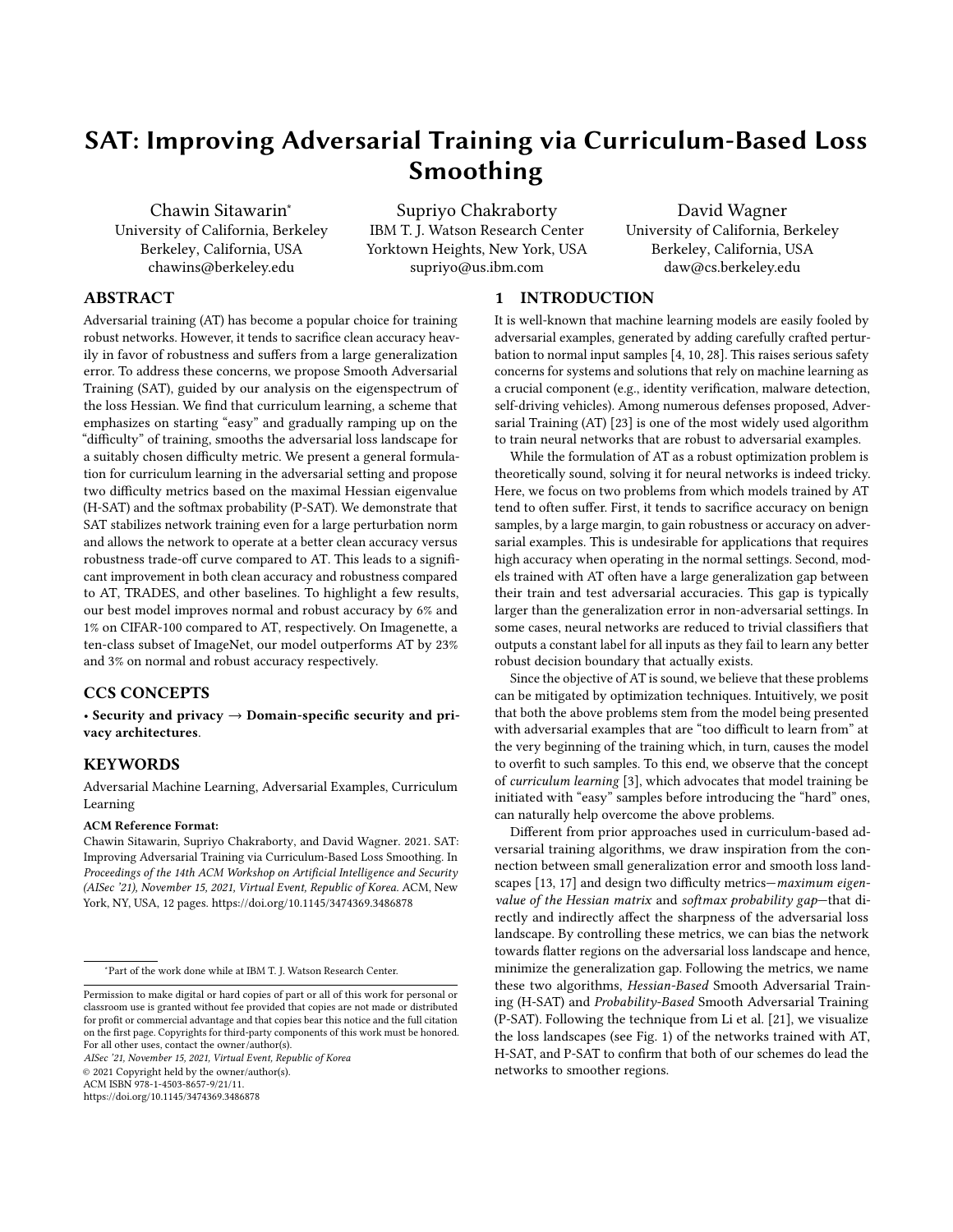# SAT: Improving Adversarial Training via Curriculum-Based Loss Smoothing

Chawin Sitawarin*
University of California, Berkeley
Berkeley, California, USA
chawins@berkeley.edu

Supriyo Chakraborty
IBM T. J. Watson Research Center
Yorktown Heights, New York, USA
supriyo@us.ibm.com

David Wagner
University of California, Berkeley
Berkeley, California, USA
daw@cs.berkeley.edu

## ABSTRACT

Adversarial training (AT) has become a popular choice for training robust networks. However, it tends to sacrifice clean accuracy heavily in favor of robustness and suffers from a large generalization error. To address these concerns, we propose Smooth Adversarial Training (SAT), guided by our analysis on the eigenspectrum of the loss Hessian. We find that curriculum learning, a scheme that emphasizes on starting "easy" and gradually ramping up on the "difficulty" of training, smooths the adversarial loss landscape for a suitably chosen difficulty metric. We present a general formulation for curriculum learning in the adversarial setting and propose two difficulty metrics based on the maximal Hessian eigenvalue (H-SAT) and the softmax probability (P-SAT). We demonstrate that SAT stabilizes network training even for a large perturbation norm and allows the network to operate at a better clean accuracy versus robustness trade-off curve compared to AT. This leads to a significant improvement in both clean accuracy and robustness compared to AT, TRADES, and other baselines. To highlight a few results, our best model improves normal and robust accuracy by 6% and 1% on CIFAR-100 compared to AT, respectively. On Imagenette, a ten-class subset of ImageNet, our model outperforms AT by 23% and 3% on normal and robust accuracy respectively.

## CCS CONCEPTS

• **Security and privacy → Domain-specific security and privacy architectures**.

## KEYWORDS

Adversarial Machine Learning, Adversarial Examples, Curriculum Learning

**ACM Reference Format:**
Chawin Sitawarin, Supriyo Chakraborty, and David Wagner. 2021. SAT: Improving Adversarial Training via Curriculum-Based Loss Smoothing. In *Proceedings of the 14th ACM Workshop on Artificial Intelligence and Security (AISec '21), November 15, 2021, Virtual Event, Republic of Korea.* ACM, New York, NY, USA, 12 pages. https://doi.org/10.1145/3474369.3486878

*Part of the work done while at IBM T. J. Watson Research Center.

Permission to make digital or hard copies of part or all of this work for personal or classroom use is granted without fee provided that copies are not made or distributed for profit or commercial advantage and that copies bear this notice and the full citation on the first page. Copyrights for third-party components of this work must be honored. For all other uses, contact the owner/author(s).
*AISec '21, November 15, 2021, Virtual Event, Republic of Korea*
© 2021 Copyright held by the owner/author(s).
ACM ISBN 978-1-4503-8657-9/21/11.
https://doi.org/10.1145/3474369.3486878

## 1 INTRODUCTION

It is well-known that machine learning models are easily fooled by adversarial examples, generated by adding carefully crafted perturbation to normal input samples [4, 10, 28]. This raises serious safety concerns for systems and solutions that rely on machine learning as a crucial component (e.g., identity verification, malware detection, self-driving vehicles). Among numerous defenses proposed, Adversarial Training (AT) [23] is one of the most widely used algorithm to train neural networks that are robust to adversarial examples.

While the formulation of AT as a robust optimization problem is theoretically sound, solving it for neural networks is indeed tricky. Here, we focus on two problems from which models trained by AT tend to often suffer. First, it tends to sacrifice accuracy on benign samples, by a large margin, to gain robustness or accuracy on adversarial examples. This is undesirable for applications that requires high accuracy when operating in the normal settings. Second, models trained with AT often have a large generalization gap between their train and test adversarial accuracies. This gap is typically larger than the generalization error in non-adversarial settings. In some cases, neural networks are reduced to trivial classifiers that outputs a constant label for all inputs as they fail to learn any better robust decision boundary that actually exists.

Since the objective of AT is sound, we believe that these problems can be mitigated by optimization techniques. Intuitively, we posit that both the above problems stem from the model being presented with adversarial examples that are "too difficult to learn from" at the very beginning of the training which, in turn, causes the model to overfit to such samples. To this end, we observe that the concept of *curriculum learning* [3], which advocates that model training be initiated with "easy" samples before introducing the "hard" ones, can naturally help overcome the above problems.

Different from prior approaches used in curriculum-based adversarial training algorithms, we draw inspiration from the connection between small generalization error and smooth loss landscapes [13, 17] and design two difficulty metrics—*maximum eigenvalue of the Hessian matrix* and *softmax probability gap*—that directly and indirectly affect the sharpness of the adversarial loss landscape. By controlling these metrics, we can bias the network towards flatter regions on the adversarial loss landscape and hence, minimize the generalization gap. Following the metrics, we name these two algorithms, *Hessian-Based* Smooth Adversarial Training (H-SAT) and *Probability-Based* Smooth Adversarial Training (P-SAT). Following the technique from Li et al. [21], we visualize the loss landscapes (see Fig. 1) of the networks trained with AT, H-SAT, and P-SAT to confirm that both of our schemes do lead the networks to smoother regions.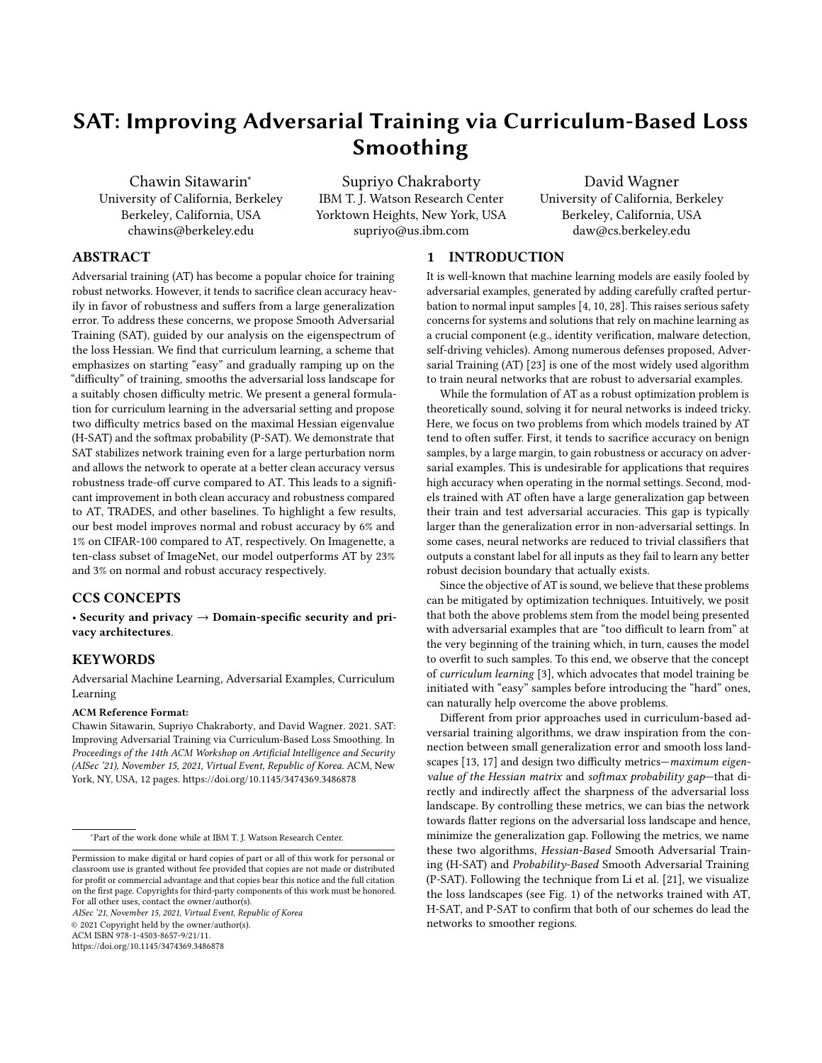# SAT: Improving Adversarial Training via Curriculum-Based Loss Smoothing

Chawin Sitawarin*
University of California, Berkeley
Berkeley, California, USA
chawins@berkeley.edu

Supriyo Chakraborty
IBM T. J. Watson Research Center
Yorktown Heights, New York, USA
supriyo@us.ibm.com

David Wagner
University of California, Berkeley
Berkeley, California, USA
daw@cs.berkeley.edu

## ABSTRACT

Adversarial training (AT) has become a popular choice for training robust networks. However, it tends to sacrifice clean accuracy heavily in favor of robustness and suffers from a large generalization error. To address these concerns, we propose Smooth Adversarial Training (SAT), guided by our analysis on the eigenspectrum of the loss Hessian. We find that curriculum learning, a scheme that emphasizes on starting "easy" and gradually ramping up on the "difficulty" of training, smooths the adversarial loss landscape for a suitably chosen difficulty metric. We present a general formulation for curriculum learning in the adversarial setting and propose two difficulty metrics based on the maximal Hessian eigenvalue (H-SAT) and the softmax probability (P-SAT). We demonstrate that SAT stabilizes network training even for a large perturbation norm and allows the network to operate at a better clean accuracy versus robustness trade-off curve compared to AT. This leads to a significant improvement in both clean accuracy and robustness compared to AT, TRADES, and other baselines. To highlight a few results, our best model improves normal and robust accuracy by 6% and 1% on CIFAR-100 compared to AT, respectively. On Imagenette, a ten-class subset of ImageNet, our model outperforms AT by 23% and 3% on normal and robust accuracy respectively.

## CCS CONCEPTS

• **Security and privacy → Domain-specific security and privacy architectures**.

## KEYWORDS

Adversarial Machine Learning, Adversarial Examples, Curriculum Learning

**ACM Reference Format:**
Chawin Sitawarin, Supriyo Chakraborty, and David Wagner. 2021. SAT: Improving Adversarial Training via Curriculum-Based Loss Smoothing. In *Proceedings of the 14th ACM Workshop on Artificial Intelligence and Security (AISec '21), November 15, 2021, Virtual Event, Republic of Korea.* ACM, New York, NY, USA, 12 pages. https://doi.org/10.1145/3474369.3486878

*Part of the work done while at IBM T. J. Watson Research Center.

Permission to make digital or hard copies of part or all of this work for personal or classroom use is granted without fee provided that copies are not made or distributed for profit or commercial advantage and that copies bear this notice and the full citation on the first page. Copyrights for third-party components of this work must be honored. For all other uses, contact the owner/author(s).
*AISec '21, November 15, 2021, Virtual Event, Republic of Korea*
© 2021 Copyright held by the owner/author(s).
ACM ISBN 978-1-4503-8657-9/21/11.
https://doi.org/10.1145/3474369.3486878

## 1 INTRODUCTION

It is well-known that machine learning models are easily fooled by adversarial examples, generated by adding carefully crafted perturbation to normal input samples [4, 10, 28]. This raises serious safety concerns for systems and solutions that rely on machine learning as a crucial component (e.g., identity verification, malware detection, self-driving vehicles). Among numerous defenses proposed, Adversarial Training (AT) [23] is one of the most widely used algorithm to train neural networks that are robust to adversarial examples.

While the formulation of AT as a robust optimization problem is theoretically sound, solving it for neural networks is indeed tricky. Here, we focus on two problems from which models trained by AT tend to often suffer. First, it tends to sacrifice accuracy on benign samples, by a large margin, to gain robustness or accuracy on adversarial examples. This is undesirable for applications that requires high accuracy when operating in the normal settings. Second, models trained with AT often have a large generalization gap between their train and test adversarial accuracies. This gap is typically larger than the generalization error in non-adversarial settings. In some cases, neural networks are reduced to trivial classifiers that outputs a constant label for all inputs as they fail to learn any better robust decision boundary that actually exists.

Since the objective of AT is sound, we believe that these problems can be mitigated by optimization techniques. Intuitively, we posit that both the above problems stem from the model being presented with adversarial examples that are "too difficult to learn from" at the very beginning of the training which, in turn, causes the model to overfit to such samples. To this end, we observe that the concept of *curriculum learning* [3], which advocates that model training be initiated with "easy" samples before introducing the "hard" ones, can naturally help overcome the above problems.

Different from prior approaches used in curriculum-based adversarial training algorithms, we draw inspiration from the connection between small generalization error and smooth loss landscapes [13, 17] and design two difficulty metrics—*maximum eigenvalue of the Hessian matrix* and *softmax probability gap*—that directly and indirectly affect the sharpness of the adversarial loss landscape. By controlling these metrics, we can bias the network towards flatter regions on the adversarial loss landscape and hence, minimize the generalization gap. Following the metrics, we name these two algorithms, *Hessian-Based* Smooth Adversarial Training (H-SAT) and *Probability-Based* Smooth Adversarial Training (P-SAT). Following the technique from Li et al. [21], we visualize the loss landscapes (see Fig. 1) of the networks trained with AT, H-SAT, and P-SAT to confirm that both of our schemes do lead the networks to smoother regions.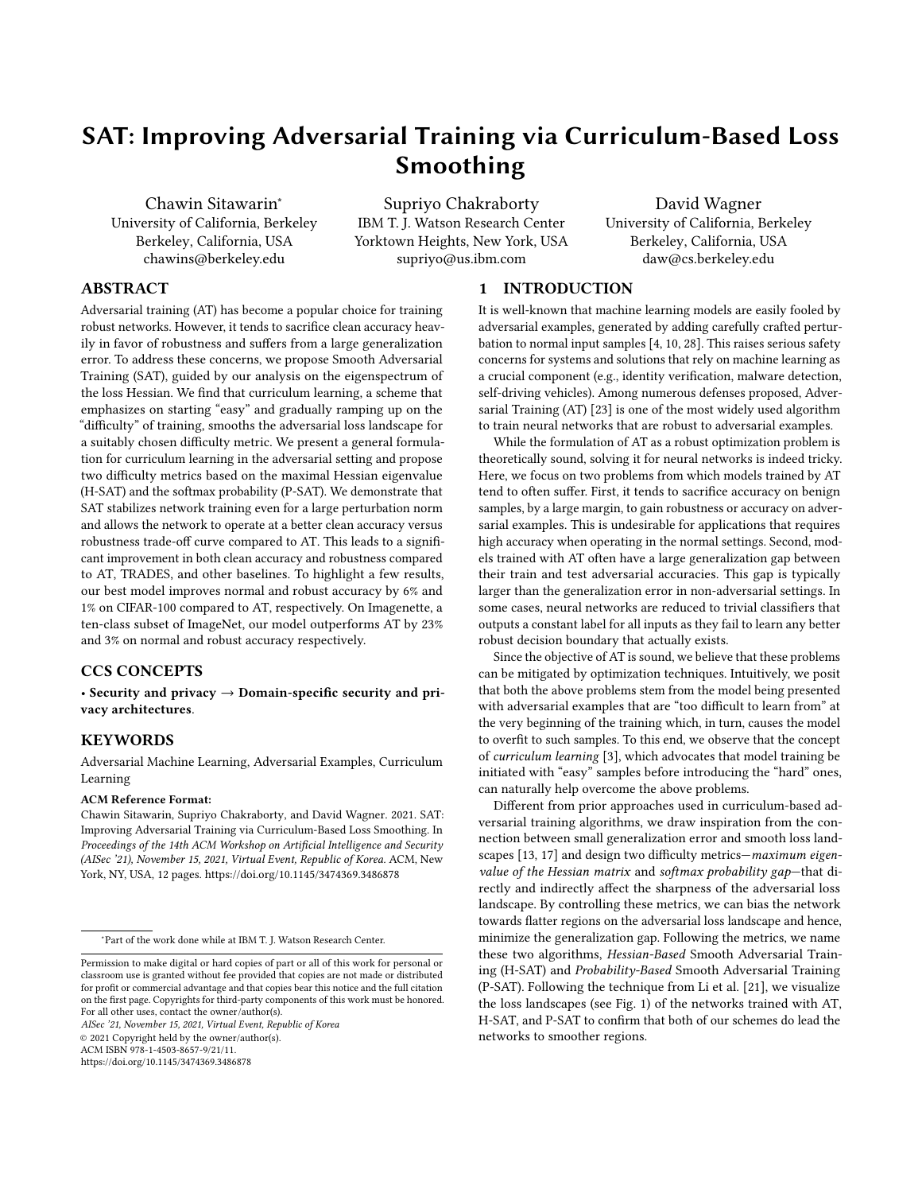# SAT: Improving Adversarial Training via Curriculum-Based Loss Smoothing

Chawin Sitawarin*
University of California, Berkeley
Berkeley, California, USA
chawins@berkeley.edu

Supriyo Chakraborty
IBM T. J. Watson Research Center
Yorktown Heights, New York, USA
supriyo@us.ibm.com

David Wagner
University of California, Berkeley
Berkeley, California, USA
daw@cs.berkeley.edu

## ABSTRACT

Adversarial training (AT) has become a popular choice for training robust networks. However, it tends to sacrifice clean accuracy heavily in favor of robustness and suffers from a large generalization error. To address these concerns, we propose Smooth Adversarial Training (SAT), guided by our analysis on the eigenspectrum of the loss Hessian. We find that curriculum learning, a scheme that emphasizes on starting "easy" and gradually ramping up on the "difficulty" of training, smooths the adversarial loss landscape for a suitably chosen difficulty metric. We present a general formulation for curriculum learning in the adversarial setting and propose two difficulty metrics based on the maximal Hessian eigenvalue (H-SAT) and the softmax probability (P-SAT). We demonstrate that SAT stabilizes network training even for a large perturbation norm and allows the network to operate at a better clean accuracy versus robustness trade-off curve compared to AT. This leads to a significant improvement in both clean accuracy and robustness compared to AT, TRADES, and other baselines. To highlight a few results, our best model improves normal and robust accuracy by 6% and 1% on CIFAR-100 compared to AT, respectively. On Imagenette, a ten-class subset of ImageNet, our model outperforms AT by 23% and 3% on normal and robust accuracy respectively.

## CCS CONCEPTS

• **Security and privacy → Domain-specific security and privacy architectures**.

## KEYWORDS

Adversarial Machine Learning, Adversarial Examples, Curriculum Learning

**ACM Reference Format:**
Chawin Sitawarin, Supriyo Chakraborty, and David Wagner. 2021. SAT: Improving Adversarial Training via Curriculum-Based Loss Smoothing. In *Proceedings of the 14th ACM Workshop on Artificial Intelligence and Security (AISec '21), November 15, 2021, Virtual Event, Republic of Korea.* ACM, New York, NY, USA, 12 pages. https://doi.org/10.1145/3474369.3486878

*Part of the work done while at IBM T. J. Watson Research Center.

Permission to make digital or hard copies of part or all of this work for personal or classroom use is granted without fee provided that copies are not made or distributed for profit or commercial advantage and that copies bear this notice and the full citation on the first page. Copyrights for third-party components of this work must be honored. For all other uses, contact the owner/author(s).
*AISec '21, November 15, 2021, Virtual Event, Republic of Korea*
© 2021 Copyright held by the owner/author(s).
ACM ISBN 978-1-4503-8657-9/21/11.
https://doi.org/10.1145/3474369.3486878

## 1 INTRODUCTION

It is well-known that machine learning models are easily fooled by adversarial examples, generated by adding carefully crafted perturbation to normal input samples [4, 10, 28]. This raises serious safety concerns for systems and solutions that rely on machine learning as a crucial component (e.g., identity verification, malware detection, self-driving vehicles). Among numerous defenses proposed, Adversarial Training (AT) [23] is one of the most widely used algorithm to train neural networks that are robust to adversarial examples.

While the formulation of AT as a robust optimization problem is theoretically sound, solving it for neural networks is indeed tricky. Here, we focus on two problems from which models trained by AT tend to often suffer. First, it tends to sacrifice accuracy on benign samples, by a large margin, to gain robustness or accuracy on adversarial examples. This is undesirable for applications that requires high accuracy when operating in the normal settings. Second, models trained with AT often have a large generalization gap between their train and test adversarial accuracies. This gap is typically larger than the generalization error in non-adversarial settings. In some cases, neural networks are reduced to trivial classifiers that outputs a constant label for all inputs as they fail to learn any better robust decision boundary that actually exists.

Since the objective of AT is sound, we believe that these problems can be mitigated by optimization techniques. Intuitively, we posit that both the above problems stem from the model being presented with adversarial examples that are "too difficult to learn from" at the very beginning of the training which, in turn, causes the model to overfit to such samples. To this end, we observe that the concept of *curriculum learning* [3], which advocates that model training be initiated with "easy" samples before introducing the "hard" ones, can naturally help overcome the above problems.

Different from prior approaches used in curriculum-based adversarial training algorithms, we draw inspiration from the connection between small generalization error and smooth loss landscapes [13, 17] and design two difficulty metrics—*maximum eigenvalue of the Hessian matrix* and *softmax probability gap*—that directly and indirectly affect the sharpness of the adversarial loss landscape. By controlling these metrics, we can bias the network towards flatter regions on the adversarial loss landscape and hence, minimize the generalization gap. Following the metrics, we name these two algorithms, *Hessian-Based* Smooth Adversarial Training (H-SAT) and *Probability-Based* Smooth Adversarial Training (P-SAT). Following the technique from Li et al. [21], we visualize the loss landscapes (see Fig. 1) of the networks trained with AT, H-SAT, and P-SAT to confirm that both of our schemes do lead the networks to smoother regions.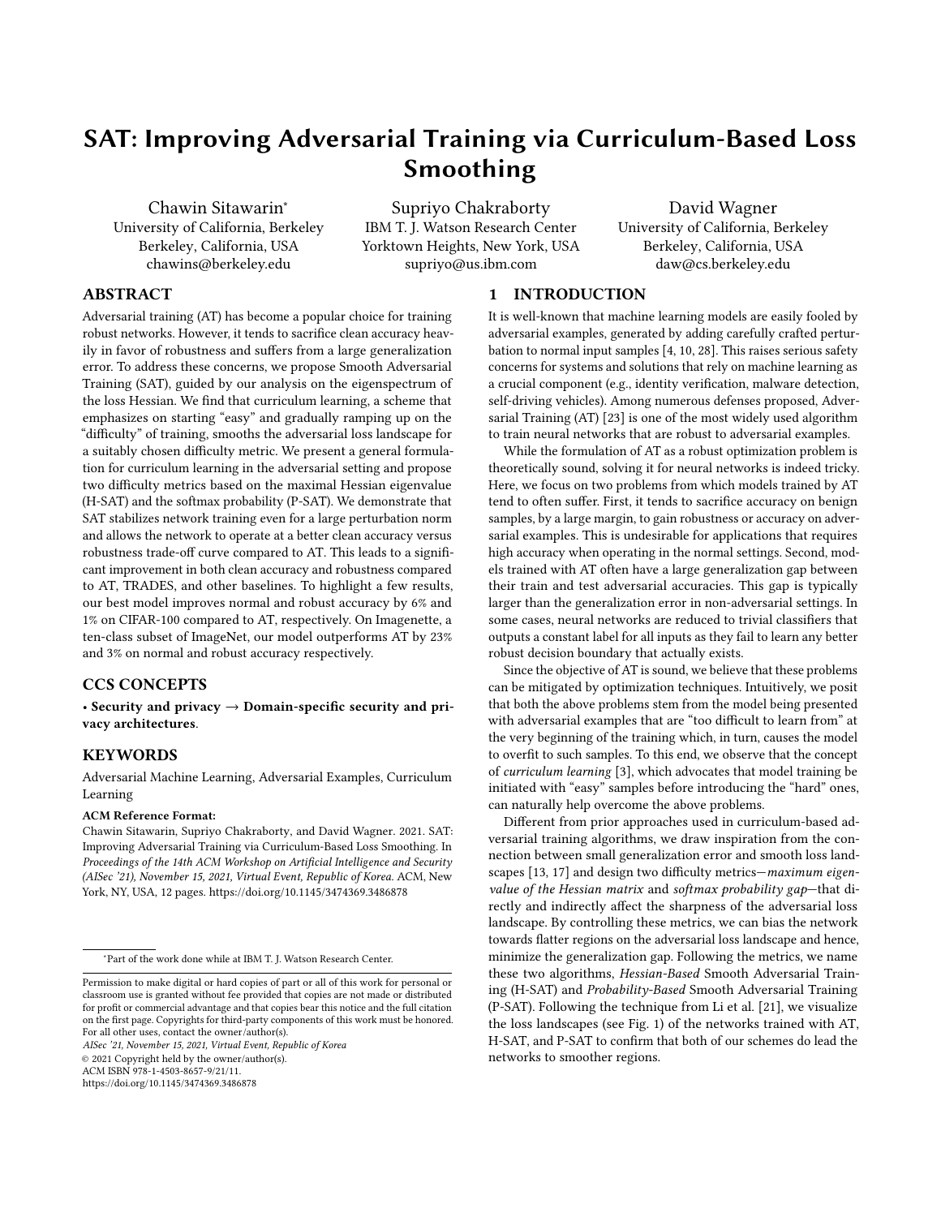# SAT: Improving Adversarial Training via Curriculum-Based Loss Smoothing

Chawin Sitawarin*
University of California, Berkeley
Berkeley, California, USA
chawins@berkeley.edu

Supriyo Chakraborty
IBM T. J. Watson Research Center
Yorktown Heights, New York, USA
supriyo@us.ibm.com

David Wagner
University of California, Berkeley
Berkeley, California, USA
daw@cs.berkeley.edu

## ABSTRACT

Adversarial training (AT) has become a popular choice for training robust networks. However, it tends to sacrifice clean accuracy heavily in favor of robustness and suffers from a large generalization error. To address these concerns, we propose Smooth Adversarial Training (SAT), guided by our analysis on the eigenspectrum of the loss Hessian. We find that curriculum learning, a scheme that emphasizes on starting "easy" and gradually ramping up on the "difficulty" of training, smooths the adversarial loss landscape for a suitably chosen difficulty metric. We present a general formulation for curriculum learning in the adversarial setting and propose two difficulty metrics based on the maximal Hessian eigenvalue (H-SAT) and the softmax probability (P-SAT). We demonstrate that SAT stabilizes network training even for a large perturbation norm and allows the network to operate at a better clean accuracy versus robustness trade-off curve compared to AT. This leads to a significant improvement in both clean accuracy and robustness compared to AT, TRADES, and other baselines. To highlight a few results, our best model improves normal and robust accuracy by 6% and 1% on CIFAR-100 compared to AT, respectively. On Imagenette, a ten-class subset of ImageNet, our model outperforms AT by 23% and 3% on normal and robust accuracy respectively.

## CCS CONCEPTS

• **Security and privacy → Domain-specific security and privacy architectures**.

## KEYWORDS

Adversarial Machine Learning, Adversarial Examples, Curriculum Learning

**ACM Reference Format:**
Chawin Sitawarin, Supriyo Chakraborty, and David Wagner. 2021. SAT: Improving Adversarial Training via Curriculum-Based Loss Smoothing. In *Proceedings of the 14th ACM Workshop on Artificial Intelligence and Security (AISec '21), November 15, 2021, Virtual Event, Republic of Korea.* ACM, New York, NY, USA, 12 pages. https://doi.org/10.1145/3474369.3486878

*Part of the work done while at IBM T. J. Watson Research Center.

Permission to make digital or hard copies of part or all of this work for personal or classroom use is granted without fee provided that copies are not made or distributed for profit or commercial advantage and that copies bear this notice and the full citation on the first page. Copyrights for third-party components of this work must be honored. For all other uses, contact the owner/author(s).
*AISec '21, November 15, 2021, Virtual Event, Republic of Korea*
© 2021 Copyright held by the owner/author(s).
ACM ISBN 978-1-4503-8657-9/21/11.
https://doi.org/10.1145/3474369.3486878

## 1 INTRODUCTION

It is well-known that machine learning models are easily fooled by adversarial examples, generated by adding carefully crafted perturbation to normal input samples [4, 10, 28]. This raises serious safety concerns for systems and solutions that rely on machine learning as a crucial component (e.g., identity verification, malware detection, self-driving vehicles). Among numerous defenses proposed, Adversarial Training (AT) [23] is one of the most widely used algorithm to train neural networks that are robust to adversarial examples.

While the formulation of AT as a robust optimization problem is theoretically sound, solving it for neural networks is indeed tricky. Here, we focus on two problems from which models trained by AT tend to often suffer. First, it tends to sacrifice accuracy on benign samples, by a large margin, to gain robustness or accuracy on adversarial examples. This is undesirable for applications that requires high accuracy when operating in the normal settings. Second, models trained with AT often have a large generalization gap between their train and test adversarial accuracies. This gap is typically larger than the generalization error in non-adversarial settings. In some cases, neural networks are reduced to trivial classifiers that outputs a constant label for all inputs as they fail to learn any better robust decision boundary that actually exists.

Since the objective of AT is sound, we believe that these problems can be mitigated by optimization techniques. Intuitively, we posit that both the above problems stem from the model being presented with adversarial examples that are "too difficult to learn from" at the very beginning of the training which, in turn, causes the model to overfit to such samples. To this end, we observe that the concept of *curriculum learning* [3], which advocates that model training be initiated with "easy" samples before introducing the "hard" ones, can naturally help overcome the above problems.

Different from prior approaches used in curriculum-based adversarial training algorithms, we draw inspiration from the connection between small generalization error and smooth loss landscapes [13, 17] and design two difficulty metrics—*maximum eigenvalue of the Hessian matrix* and *softmax probability gap*—that directly and indirectly affect the sharpness of the adversarial loss landscape. By controlling these metrics, we can bias the network towards flatter regions on the adversarial loss landscape and hence, minimize the generalization gap. Following the metrics, we name these two algorithms, *Hessian-Based* Smooth Adversarial Training (H-SAT) and *Probability-Based* Smooth Adversarial Training (P-SAT). Following the technique from Li et al. [21], we visualize the loss landscapes (see Fig. 1) of the networks trained with AT, H-SAT, and P-SAT to confirm that both of our schemes do lead the networks to smoother regions.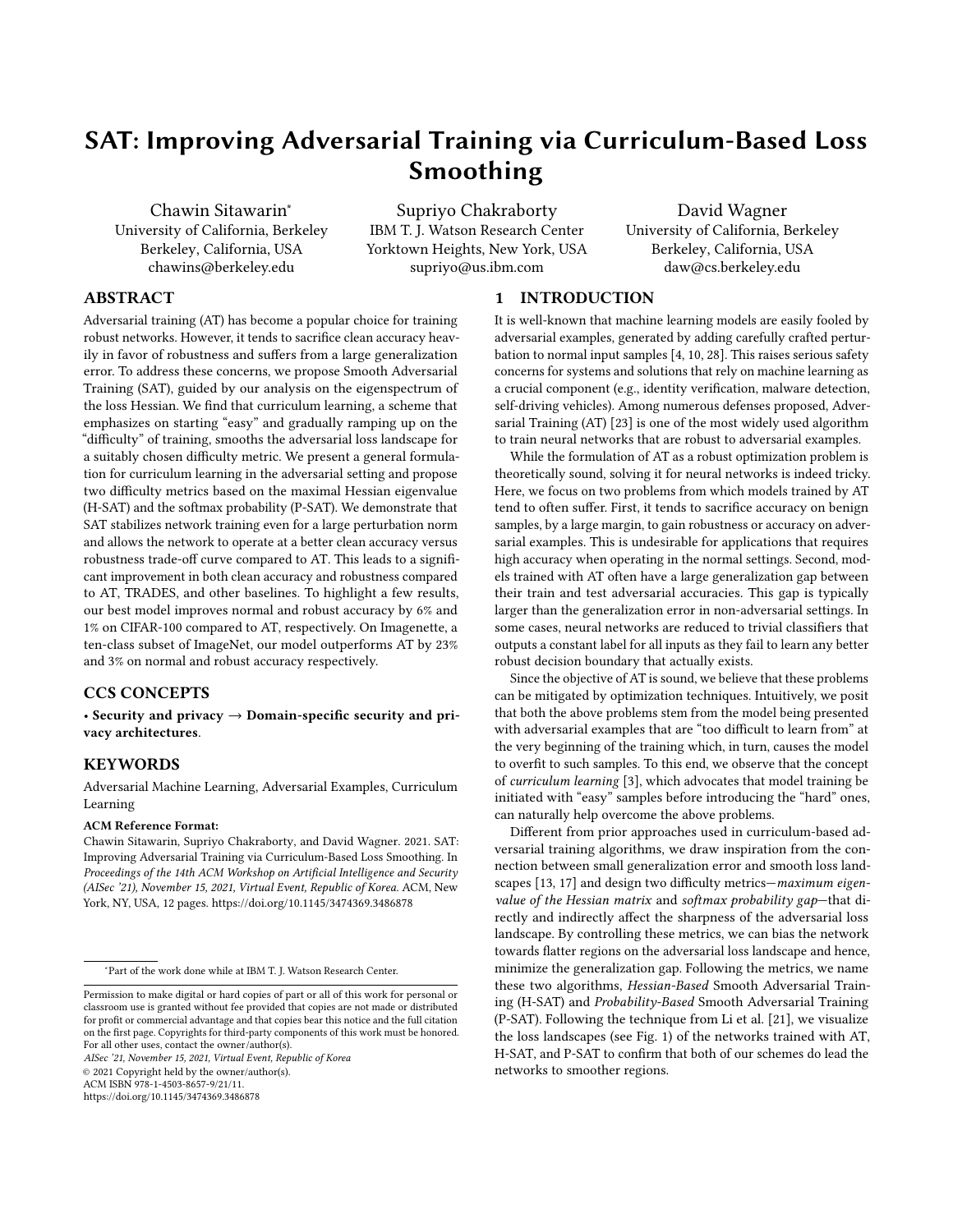# SAT: Improving Adversarial Training via Curriculum-Based Loss Smoothing

Chawin Sitawarin*
University of California, Berkeley
Berkeley, California, USA
chawins@berkeley.edu

Supriyo Chakraborty
IBM T. J. Watson Research Center
Yorktown Heights, New York, USA
supriyo@us.ibm.com

David Wagner
University of California, Berkeley
Berkeley, California, USA
daw@cs.berkeley.edu

## ABSTRACT

Adversarial training (AT) has become a popular choice for training robust networks. However, it tends to sacrifice clean accuracy heavily in favor of robustness and suffers from a large generalization error. To address these concerns, we propose Smooth Adversarial Training (SAT), guided by our analysis on the eigenspectrum of the loss Hessian. We find that curriculum learning, a scheme that emphasizes on starting "easy" and gradually ramping up on the "difficulty" of training, smooths the adversarial loss landscape for a suitably chosen difficulty metric. We present a general formulation for curriculum learning in the adversarial setting and propose two difficulty metrics based on the maximal Hessian eigenvalue (H-SAT) and the softmax probability (P-SAT). We demonstrate that SAT stabilizes network training even for a large perturbation norm and allows the network to operate at a better clean accuracy versus robustness trade-off curve compared to AT. This leads to a significant improvement in both clean accuracy and robustness compared to AT, TRADES, and other baselines. To highlight a few results, our best model improves normal and robust accuracy by 6% and 1% on CIFAR-100 compared to AT, respectively. On Imagenette, a ten-class subset of ImageNet, our model outperforms AT by 23% and 3% on normal and robust accuracy respectively.

## CCS CONCEPTS

• **Security and privacy → Domain-specific security and privacy architectures**.

## KEYWORDS

Adversarial Machine Learning, Adversarial Examples, Curriculum Learning

**ACM Reference Format:**
Chawin Sitawarin, Supriyo Chakraborty, and David Wagner. 2021. SAT: Improving Adversarial Training via Curriculum-Based Loss Smoothing. In *Proceedings of the 14th ACM Workshop on Artificial Intelligence and Security (AISec '21), November 15, 2021, Virtual Event, Republic of Korea.* ACM, New York, NY, USA, 12 pages. https://doi.org/10.1145/3474369.3486878

*Part of the work done while at IBM T. J. Watson Research Center.

Permission to make digital or hard copies of part or all of this work for personal or classroom use is granted without fee provided that copies are not made or distributed for profit or commercial advantage and that copies bear this notice and the full citation on the first page. Copyrights for third-party components of this work must be honored. For all other uses, contact the owner/author(s).
*AISec '21, November 15, 2021, Virtual Event, Republic of Korea*
© 2021 Copyright held by the owner/author(s).
ACM ISBN 978-1-4503-8657-9/21/11.
https://doi.org/10.1145/3474369.3486878

## 1 INTRODUCTION

It is well-known that machine learning models are easily fooled by adversarial examples, generated by adding carefully crafted perturbation to normal input samples [4, 10, 28]. This raises serious safety concerns for systems and solutions that rely on machine learning as a crucial component (e.g., identity verification, malware detection, self-driving vehicles). Among numerous defenses proposed, Adversarial Training (AT) [23] is one of the most widely used algorithm to train neural networks that are robust to adversarial examples.

While the formulation of AT as a robust optimization problem is theoretically sound, solving it for neural networks is indeed tricky. Here, we focus on two problems from which models trained by AT tend to often suffer. First, it tends to sacrifice accuracy on benign samples, by a large margin, to gain robustness or accuracy on adversarial examples. This is undesirable for applications that requires high accuracy when operating in the normal settings. Second, models trained with AT often have a large generalization gap between their train and test adversarial accuracies. This gap is typically larger than the generalization error in non-adversarial settings. In some cases, neural networks are reduced to trivial classifiers that outputs a constant label for all inputs as they fail to learn any better robust decision boundary that actually exists.

Since the objective of AT is sound, we believe that these problems can be mitigated by optimization techniques. Intuitively, we posit that both the above problems stem from the model being presented with adversarial examples that are "too difficult to learn from" at the very beginning of the training which, in turn, causes the model to overfit to such samples. To this end, we observe that the concept of *curriculum learning* [3], which advocates that model training be initiated with "easy" samples before introducing the "hard" ones, can naturally help overcome the above problems.

Different from prior approaches used in curriculum-based adversarial training algorithms, we draw inspiration from the connection between small generalization error and smooth loss landscapes [13, 17] and design two difficulty metrics—*maximum eigenvalue of the Hessian matrix* and *softmax probability gap*—that directly and indirectly affect the sharpness of the adversarial loss landscape. By controlling these metrics, we can bias the network towards flatter regions on the adversarial loss landscape and hence, minimize the generalization gap. Following the metrics, we name these two algorithms, *Hessian-Based* Smooth Adversarial Training (H-SAT) and *Probability-Based* Smooth Adversarial Training (P-SAT). Following the technique from Li et al. [21], we visualize the loss landscapes (see Fig. 1) of the networks trained with AT, H-SAT, and P-SAT to confirm that both of our schemes do lead the networks to smoother regions.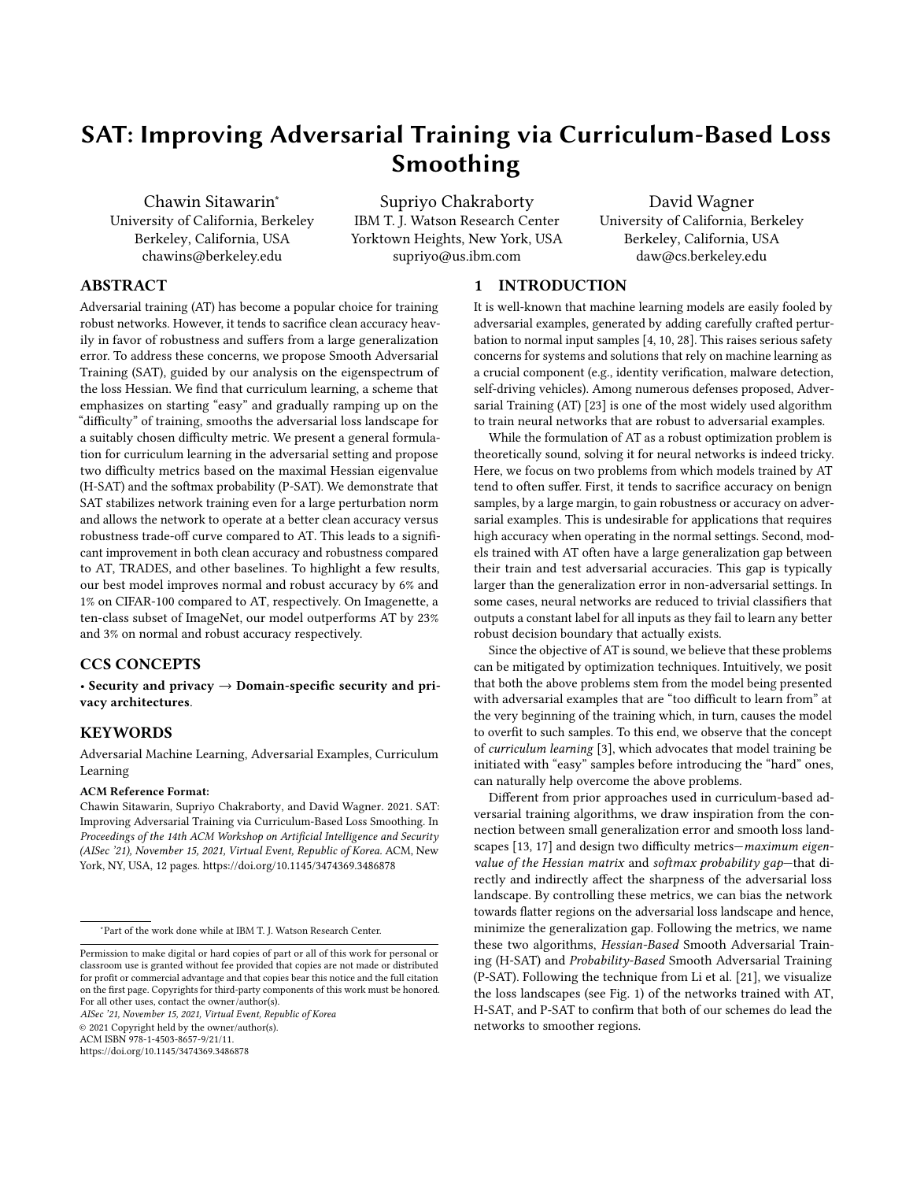# SAT: Improving Adversarial Training via Curriculum-Based Loss Smoothing

Chawin Sitawarin[*]
University of California, Berkeley
Berkeley, California, USA
chawins@berkeley.edu

Supriyo Chakraborty
IBM T. J. Watson Research Center
Yorktown Heights, New York, USA
supriyo@us.ibm.com

David Wagner
University of California, Berkeley
Berkeley, California, USA
daw@cs.berkeley.edu

## ABSTRACT

Adversarial training (AT) has become a popular choice for training robust networks. However, it tends to sacrifice clean accuracy heavily in favor of robustness and suffers from a large generalization error. To address these concerns, we propose Smooth Adversarial Training (SAT), guided by our analysis on the eigenspectrum of the loss Hessian. We find that curriculum learning, a scheme that emphasizes on starting "easy" and gradually ramping up on the "difficulty" of training, smooths the adversarial loss landscape for a suitably chosen difficulty metric. We present a general formulation for curriculum learning in the adversarial setting and propose two difficulty metrics based on the maximal Hessian eigenvalue (H-SAT) and the softmax probability (P-SAT). We demonstrate that SAT stabilizes network training even for a large perturbation norm and allows the network to operate at a better clean accuracy versus robustness trade-off curve compared to AT. This leads to a significant improvement in both clean accuracy and robustness compared to AT, TRADES, and other baselines. To highlight a few results, our best model improves normal and robust accuracy by 6% and 1% on CIFAR-100 compared to AT, respectively. On Imagenette, a ten-class subset of ImageNet, our model outperforms AT by 23% and 3% on normal and robust accuracy respectively.

## CCS CONCEPTS

• **Security and privacy** → **Domain-specific security and privacy architectures**.

## KEYWORDS

Adversarial Machine Learning, Adversarial Examples, Curriculum Learning

**ACM Reference Format:**
Chawin Sitawarin, Supriyo Chakraborty, and David Wagner. 2021. SAT: Improving Adversarial Training via Curriculum-Based Loss Smoothing. In *Proceedings of the 14th ACM Workshop on Artificial Intelligence and Security (AISec '21), November 15, 2021, Virtual Event, Republic of Korea.* ACM, New York, NY, USA, 12 pages. https://doi.org/10.1145/3474369.3486878

[*]Part of the work done while at IBM T. J. Watson Research Center.

Permission to make digital or hard copies of part or all of this work for personal or classroom use is granted without fee provided that copies are not made or distributed for profit or commercial advantage and that copies bear this notice and the full citation on the first page. Copyrights for third-party components of this work must be honored. For all other uses, contact the owner/author(s).
*AISec '21, November 15, 2021, Virtual Event, Republic of Korea*
© 2021 Copyright held by the owner/author(s).
ACM ISBN 978-1-4503-8657-9/21/11.
https://doi.org/10.1145/3474369.3486878

## 1 INTRODUCTION

It is well-known that machine learning models are easily fooled by adversarial examples, generated by adding carefully crafted perturbation to normal input samples [4, 10, 28]. This raises serious safety concerns for systems and solutions that rely on machine learning as a crucial component (e.g., identity verification, malware detection, self-driving vehicles). Among numerous defenses proposed, Adversarial Training (AT) [23] is one of the most widely used algorithm to train neural networks that are robust to adversarial examples.

While the formulation of AT as a robust optimization problem is theoretically sound, solving it for neural networks is indeed tricky. Here, we focus on two problems from which models trained by AT tend to often suffer. First, it tends to sacrifice accuracy on benign samples, by a large margin, to gain robustness or accuracy on adversarial examples. This is undesirable for applications that requires high accuracy when operating in the normal settings. Second, models trained with AT often have a large generalization gap between their train and test adversarial accuracies. This gap is typically larger than the generalization error in non-adversarial settings. In some cases, neural networks are reduced to trivial classifiers that outputs a constant label for all inputs as they fail to learn any better robust decision boundary that actually exists.

Since the objective of AT is sound, we believe that these problems can be mitigated by optimization techniques. Intuitively, we posit that both the above problems stem from the model being presented with adversarial examples that are "too difficult to learn from" at the very beginning of the training which, in turn, causes the model to overfit to such samples. To this end, we observe that the concept of *curriculum learning* [3], which advocates that model training be initiated with "easy" samples before introducing the "hard" ones, can naturally help overcome the above problems.

Different from prior approaches used in curriculum-based adversarial training algorithms, we draw inspiration from the connection between small generalization error and smooth loss landscapes [13, 17] and design two difficulty metrics—*maximum eigenvalue of the Hessian matrix* and *softmax probability gap*—that directly and indirectly affect the sharpness of the adversarial loss landscape. By controlling these metrics, we can bias the network towards flatter regions on the adversarial loss landscape and hence, minimize the generalization gap. Following the metrics, we name these two algorithms, *Hessian-Based* Smooth Adversarial Training (H-SAT) and *Probability-Based* Smooth Adversarial Training (P-SAT). Following the technique from Li et al. [21], we visualize the loss landscapes (see Fig. 1) of the networks trained with AT, H-SAT, and P-SAT to confirm that both of our schemes do lead the networks to smoother regions.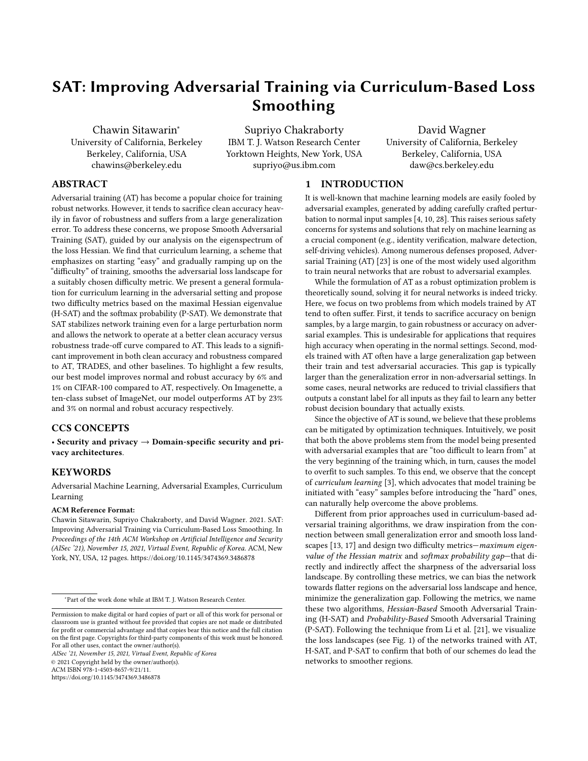# SAT: Improving Adversarial Training via Curriculum-Based Loss Smoothing

Chawin Sitawarin*
University of California, Berkeley
Berkeley, California, USA
chawins@berkeley.edu

Supriyo Chakraborty
IBM T. J. Watson Research Center
Yorktown Heights, New York, USA
supriyo@us.ibm.com

David Wagner
University of California, Berkeley
Berkeley, California, USA
daw@cs.berkeley.edu

## ABSTRACT

Adversarial training (AT) has become a popular choice for training robust networks. However, it tends to sacrifice clean accuracy heavily in favor of robustness and suffers from a large generalization error. To address these concerns, we propose Smooth Adversarial Training (SAT), guided by our analysis on the eigenspectrum of the loss Hessian. We find that curriculum learning, a scheme that emphasizes on starting "easy" and gradually ramping up on the "difficulty" of training, smooths the adversarial loss landscape for a suitably chosen difficulty metric. We present a general formulation for curriculum learning in the adversarial setting and propose two difficulty metrics based on the maximal Hessian eigenvalue (H-SAT) and the softmax probability (P-SAT). We demonstrate that SAT stabilizes network training even for a large perturbation norm and allows the network to operate at a better clean accuracy versus robustness trade-off curve compared to AT. This leads to a significant improvement in both clean accuracy and robustness compared to AT, TRADES, and other baselines. To highlight a few results, our best model improves normal and robust accuracy by 6% and 1% on CIFAR-100 compared to AT, respectively. On Imagenette, a ten-class subset of ImageNet, our model outperforms AT by 23% and 3% on normal and robust accuracy respectively.

## CCS CONCEPTS

• **Security and privacy** → **Domain-specific security and privacy architectures**.

## KEYWORDS

Adversarial Machine Learning, Adversarial Examples, Curriculum Learning

**ACM Reference Format:**
Chawin Sitawarin, Supriyo Chakraborty, and David Wagner. 2021. SAT: Improving Adversarial Training via Curriculum-Based Loss Smoothing. In *Proceedings of the 14th ACM Workshop on Artificial Intelligence and Security (AISec '21), November 15, 2021, Virtual Event, Republic of Korea.* ACM, New York, NY, USA, 12 pages. https://doi.org/10.1145/3474369.3486878

*Part of the work done while at IBM T. J. Watson Research Center.

Permission to make digital or hard copies of part or all of this work for personal or classroom use is granted without fee provided that copies are not made or distributed for profit or commercial advantage and that copies bear this notice and the full citation on the first page. Copyrights for third-party components of this work must be honored. For all other uses, contact the owner/author(s).
*AISec '21, November 15, 2021, Virtual Event, Republic of Korea*
© 2021 Copyright held by the owner/author(s).
ACM ISBN 978-1-4503-8657-9/21/11.
https://doi.org/10.1145/3474369.3486878

## 1 INTRODUCTION

It is well-known that machine learning models are easily fooled by adversarial examples, generated by adding carefully crafted perturbation to normal input samples [4, 10, 28]. This raises serious safety concerns for systems and solutions that rely on machine learning as a crucial component (e.g., identity verification, malware detection, self-driving vehicles). Among numerous defenses proposed, Adversarial Training (AT) [23] is one of the most widely used algorithm to train neural networks that are robust to adversarial examples.

While the formulation of AT as a robust optimization problem is theoretically sound, solving it for neural networks is indeed tricky. Here, we focus on two problems from which models trained by AT tend to often suffer. First, it tends to sacrifice accuracy on benign samples, by a large margin, to gain robustness or accuracy on adversarial examples. This is undesirable for applications that requires high accuracy when operating in the normal settings. Second, models trained with AT often have a large generalization gap between their train and test adversarial accuracies. This gap is typically larger than the generalization error in non-adversarial settings. In some cases, neural networks are reduced to trivial classifiers that outputs a constant label for all inputs as they fail to learn any better robust decision boundary that actually exists.

Since the objective of AT is sound, we believe that these problems can be mitigated by optimization techniques. Intuitively, we posit that both the above problems stem from the model being presented with adversarial examples that are "too difficult to learn from" at the very beginning of the training which, in turn, causes the model to overfit to such samples. To this end, we observe that the concept of *curriculum learning* [3], which advocates that model training be initiated with "easy" samples before introducing the "hard" ones, can naturally help overcome the above problems.

Different from prior approaches used in curriculum-based adversarial training algorithms, we draw inspiration from the connection between small generalization error and smooth loss landscapes [13, 17] and design two difficulty metrics—*maximum eigenvalue of the Hessian matrix* and *softmax probability gap*—that directly and indirectly affect the sharpness of the adversarial loss landscape. By controlling these metrics, we can bias the network towards flatter regions on the adversarial loss landscape and hence, minimize the generalization gap. Following the metrics, we name these two algorithms, *Hessian-Based* Smooth Adversarial Training (H-SAT) and *Probability-Based* Smooth Adversarial Training (P-SAT). Following the technique from Li et al. [21], we visualize the loss landscapes (see Fig. 1) of the networks trained with AT, H-SAT, and P-SAT to confirm that both of our schemes do lead the networks to smoother regions.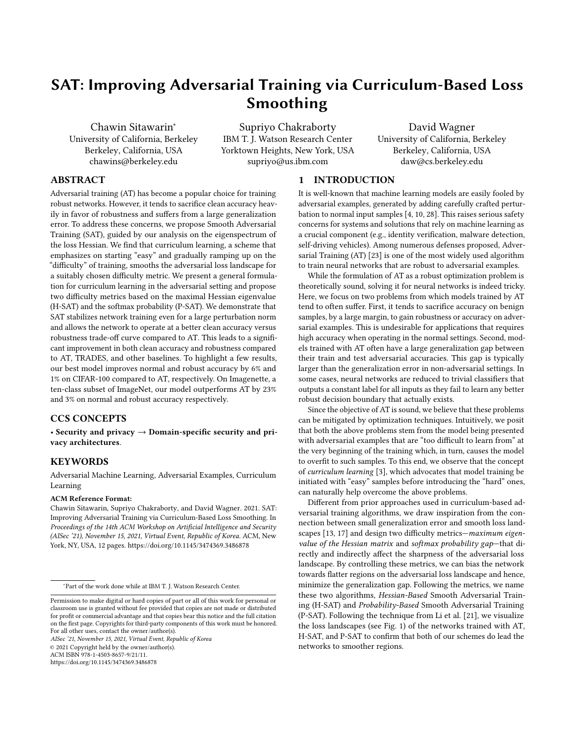# SAT: Improving Adversarial Training via Curriculum-Based Loss Smoothing

Chawin Sitawarin*
University of California, Berkeley
Berkeley, California, USA
chawins@berkeley.edu

Supriyo Chakraborty
IBM T. J. Watson Research Center
Yorktown Heights, New York, USA
supriyo@us.ibm.com

David Wagner
University of California, Berkeley
Berkeley, California, USA
daw@cs.berkeley.edu

## ABSTRACT

Adversarial training (AT) has become a popular choice for training robust networks. However, it tends to sacrifice clean accuracy heavily in favor of robustness and suffers from a large generalization error. To address these concerns, we propose Smooth Adversarial Training (SAT), guided by our analysis on the eigenspectrum of the loss Hessian. We find that curriculum learning, a scheme that emphasizes on starting "easy" and gradually ramping up on the "difficulty" of training, smooths the adversarial loss landscape for a suitably chosen difficulty metric. We present a general formulation for curriculum learning in the adversarial setting and propose two difficulty metrics based on the maximal Hessian eigenvalue (H-SAT) and the softmax probability (P-SAT). We demonstrate that SAT stabilizes network training even for a large perturbation norm and allows the network to operate at a better clean accuracy versus robustness trade-off curve compared to AT. This leads to a significant improvement in both clean accuracy and robustness compared to AT, TRADES, and other baselines. To highlight a few results, our best model improves normal and robust accuracy by 6% and 1% on CIFAR-100 compared to AT, respectively. On Imagenette, a ten-class subset of ImageNet, our model outperforms AT by 23% and 3% on normal and robust accuracy respectively.

## CCS CONCEPTS

• **Security and privacy → Domain-specific security and privacy architectures**.

## KEYWORDS

Adversarial Machine Learning, Adversarial Examples, Curriculum Learning

**ACM Reference Format:**
Chawin Sitawarin, Supriyo Chakraborty, and David Wagner. 2021. SAT: Improving Adversarial Training via Curriculum-Based Loss Smoothing. In *Proceedings of the 14th ACM Workshop on Artificial Intelligence and Security (AISec '21), November 15, 2021, Virtual Event, Republic of Korea.* ACM, New York, NY, USA, 12 pages. https://doi.org/10.1145/3474369.3486878

*Part of the work done while at IBM T. J. Watson Research Center.

Permission to make digital or hard copies of part or all of this work for personal or classroom use is granted without fee provided that copies are not made or distributed for profit or commercial advantage and that copies bear this notice and the full citation on the first page. Copyrights for third-party components of this work must be honored. For all other uses, contact the owner/author(s).
*AISec '21, November 15, 2021, Virtual Event, Republic of Korea*
© 2021 Copyright held by the owner/author(s).
ACM ISBN 978-1-4503-8657-9/21/11.
https://doi.org/10.1145/3474369.3486878

## 1 INTRODUCTION

It is well-known that machine learning models are easily fooled by adversarial examples, generated by adding carefully crafted perturbation to normal input samples [4, 10, 28]. This raises serious safety concerns for systems and solutions that rely on machine learning as a crucial component (e.g., identity verification, malware detection, self-driving vehicles). Among numerous defenses proposed, Adversarial Training (AT) [23] is one of the most widely used algorithm to train neural networks that are robust to adversarial examples.

While the formulation of AT as a robust optimization problem is theoretically sound, solving it for neural networks is indeed tricky. Here, we focus on two problems from which models trained by AT tend to often suffer. First, it tends to sacrifice accuracy on benign samples, by a large margin, to gain robustness or accuracy on adversarial examples. This is undesirable for applications that requires high accuracy when operating in the normal settings. Second, models trained with AT often have a large generalization gap between their train and test adversarial accuracies. This gap is typically larger than the generalization error in non-adversarial settings. In some cases, neural networks are reduced to trivial classifiers that outputs a constant label for all inputs as they fail to learn any better robust decision boundary that actually exists.

Since the objective of AT is sound, we believe that these problems can be mitigated by optimization techniques. Intuitively, we posit that both the above problems stem from the model being presented with adversarial examples that are "too difficult to learn from" at the very beginning of the training which, in turn, causes the model to overfit to such samples. To this end, we observe that the concept of *curriculum learning* [3], which advocates that model training be initiated with "easy" samples before introducing the "hard" ones, can naturally help overcome the above problems.

Different from prior approaches used in curriculum-based adversarial training algorithms, we draw inspiration from the connection between small generalization error and smooth loss landscapes [13, 17] and design two difficulty metrics—*maximum eigenvalue of the Hessian matrix* and *softmax probability gap*—that directly and indirectly affect the sharpness of the adversarial loss landscape. By controlling these metrics, we can bias the network towards flatter regions on the adversarial loss landscape and hence, minimize the generalization gap. Following the metrics, we name these two algorithms, *Hessian-Based* Smooth Adversarial Training (H-SAT) and *Probability-Based* Smooth Adversarial Training (P-SAT). Following the technique from Li et al. [21], we visualize the loss landscapes (see Fig. 1) of the networks trained with AT, H-SAT, and P-SAT to confirm that both of our schemes do lead the networks to smoother regions.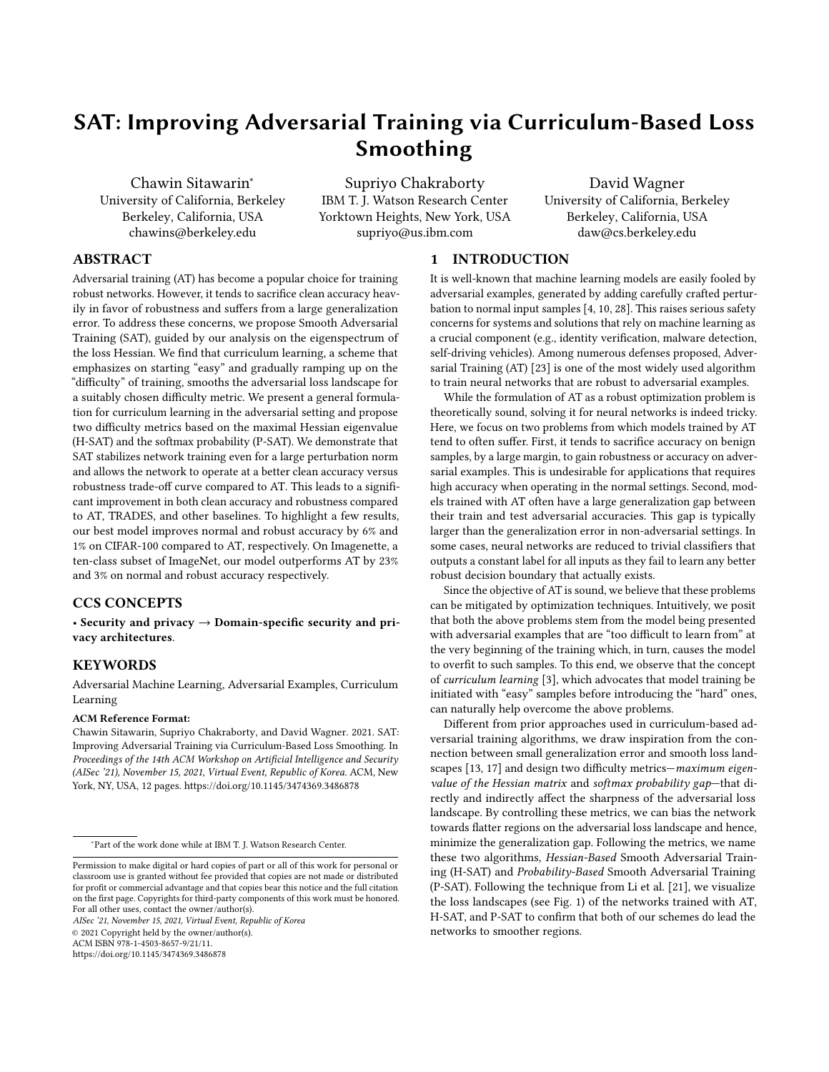# SAT: Improving Adversarial Training via Curriculum-Based Loss Smoothing

Chawin Sitawarin*
University of California, Berkeley
Berkeley, California, USA
chawins@berkeley.edu

Supriyo Chakraborty
IBM T. J. Watson Research Center
Yorktown Heights, New York, USA
supriyo@us.ibm.com

David Wagner
University of California, Berkeley
Berkeley, California, USA
daw@cs.berkeley.edu

## ABSTRACT

Adversarial training (AT) has become a popular choice for training robust networks. However, it tends to sacrifice clean accuracy heavily in favor of robustness and suffers from a large generalization error. To address these concerns, we propose Smooth Adversarial Training (SAT), guided by our analysis on the eigenspectrum of the loss Hessian. We find that curriculum learning, a scheme that emphasizes on starting "easy" and gradually ramping up on the "difficulty" of training, smooths the adversarial loss landscape for a suitably chosen difficulty metric. We present a general formulation for curriculum learning in the adversarial setting and propose two difficulty metrics based on the maximal Hessian eigenvalue (H-SAT) and the softmax probability (P-SAT). We demonstrate that SAT stabilizes network training even for a large perturbation norm and allows the network to operate at a better clean accuracy versus robustness trade-off curve compared to AT. This leads to a significant improvement in both clean accuracy and robustness compared to AT, TRADES, and other baselines. To highlight a few results, our best model improves normal and robust accuracy by 6% and 1% on CIFAR-100 compared to AT, respectively. On Imagenette, a ten-class subset of ImageNet, our model outperforms AT by 23% and 3% on normal and robust accuracy respectively.

## CCS CONCEPTS

• **Security and privacy → Domain-specific security and privacy architectures**.

## KEYWORDS

Adversarial Machine Learning, Adversarial Examples, Curriculum Learning

**ACM Reference Format:**
Chawin Sitawarin, Supriyo Chakraborty, and David Wagner. 2021. SAT: Improving Adversarial Training via Curriculum-Based Loss Smoothing. In *Proceedings of the 14th ACM Workshop on Artificial Intelligence and Security (AISec '21), November 15, 2021, Virtual Event, Republic of Korea.* ACM, New York, NY, USA, 12 pages. https://doi.org/10.1145/3474369.3486878

*Part of the work done while at IBM T. J. Watson Research Center.

Permission to make digital or hard copies of part or all of this work for personal or classroom use is granted without fee provided that copies are not made or distributed for profit or commercial advantage and that copies bear this notice and the full citation on the first page. Copyrights for third-party components of this work must be honored. For all other uses, contact the owner/author(s).
*AISec '21, November 15, 2021, Virtual Event, Republic of Korea*
© 2021 Copyright held by the owner/author(s).
ACM ISBN 978-1-4503-8657-9/21/11.
https://doi.org/10.1145/3474369.3486878

## 1 INTRODUCTION

It is well-known that machine learning models are easily fooled by adversarial examples, generated by adding carefully crafted perturbation to normal input samples [4, 10, 28]. This raises serious safety concerns for systems and solutions that rely on machine learning as a crucial component (e.g., identity verification, malware detection, self-driving vehicles). Among numerous defenses proposed, Adversarial Training (AT) [23] is one of the most widely used algorithm to train neural networks that are robust to adversarial examples.

While the formulation of AT as a robust optimization problem is theoretically sound, solving it for neural networks is indeed tricky. Here, we focus on two problems from which models trained by AT tend to often suffer. First, it tends to sacrifice accuracy on benign samples, by a large margin, to gain robustness or accuracy on adversarial examples. This is undesirable for applications that requires high accuracy when operating in the normal settings. Second, models trained with AT often have a large generalization gap between their train and test adversarial accuracies. This gap is typically larger than the generalization error in non-adversarial settings. In some cases, neural networks are reduced to trivial classifiers that outputs a constant label for all inputs as they fail to learn any better robust decision boundary that actually exists.

Since the objective of AT is sound, we believe that these problems can be mitigated by optimization techniques. Intuitively, we posit that both the above problems stem from the model being presented with adversarial examples that are "too difficult to learn from" at the very beginning of the training which, in turn, causes the model to overfit to such samples. To this end, we observe that the concept of *curriculum learning* [3], which advocates that model training be initiated with "easy" samples before introducing the "hard" ones, can naturally help overcome the above problems.

Different from prior approaches used in curriculum-based adversarial training algorithms, we draw inspiration from the connection between small generalization error and smooth loss landscapes [13, 17] and design two difficulty metrics—*maximum eigenvalue of the Hessian matrix* and *softmax probability gap*—that directly and indirectly affect the sharpness of the adversarial loss landscape. By controlling these metrics, we can bias the network towards flatter regions on the adversarial loss landscape and hence, minimize the generalization gap. Following the metrics, we name these two algorithms, *Hessian-Based* Smooth Adversarial Training (H-SAT) and *Probability-Based* Smooth Adversarial Training (P-SAT). Following the technique from Li et al. [21], we visualize the loss landscapes (see Fig. 1) of the networks trained with AT, H-SAT, and P-SAT to confirm that both of our schemes do lead the networks to smoother regions.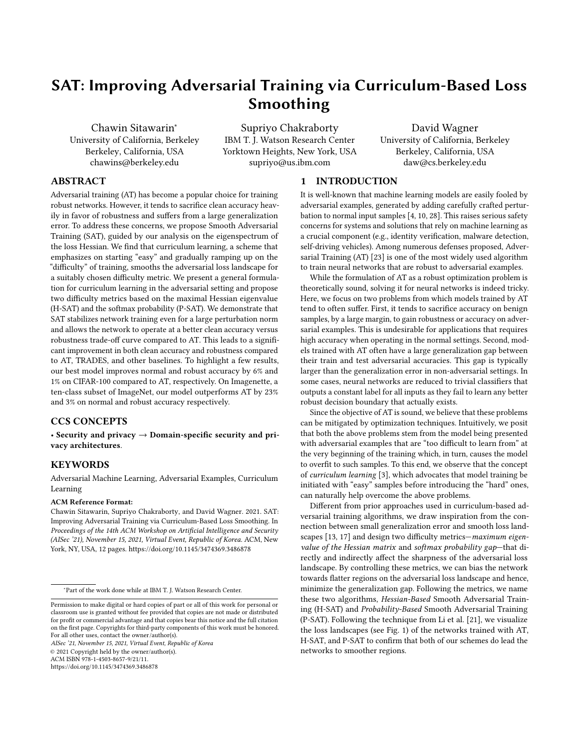# SAT: Improving Adversarial Training via Curriculum-Based Loss Smoothing

Chawin Sitawarin*
University of California, Berkeley
Berkeley, California, USA
chawins@berkeley.edu

Supriyo Chakraborty
IBM T. J. Watson Research Center
Yorktown Heights, New York, USA
supriyo@us.ibm.com

David Wagner
University of California, Berkeley
Berkeley, California, USA
daw@cs.berkeley.edu

## ABSTRACT

Adversarial training (AT) has become a popular choice for training robust networks. However, it tends to sacrifice clean accuracy heavily in favor of robustness and suffers from a large generalization error. To address these concerns, we propose Smooth Adversarial Training (SAT), guided by our analysis on the eigenspectrum of the loss Hessian. We find that curriculum learning, a scheme that emphasizes on starting "easy" and gradually ramping up on the "difficulty" of training, smooths the adversarial loss landscape for a suitably chosen difficulty metric. We present a general formulation for curriculum learning in the adversarial setting and propose two difficulty metrics based on the maximal Hessian eigenvalue (H-SAT) and the softmax probability (P-SAT). We demonstrate that SAT stabilizes network training even for a large perturbation norm and allows the network to operate at a better clean accuracy versus robustness trade-off curve compared to AT. This leads to a significant improvement in both clean accuracy and robustness compared to AT, TRADES, and other baselines. To highlight a few results, our best model improves normal and robust accuracy by 6% and 1% on CIFAR-100 compared to AT, respectively. On Imagenette, a ten-class subset of ImageNet, our model outperforms AT by 23% and 3% on normal and robust accuracy respectively.

## CCS CONCEPTS

• **Security and privacy → Domain-specific security and privacy architectures**.

## KEYWORDS

Adversarial Machine Learning, Adversarial Examples, Curriculum Learning

**ACM Reference Format:**
Chawin Sitawarin, Supriyo Chakraborty, and David Wagner. 2021. SAT: Improving Adversarial Training via Curriculum-Based Loss Smoothing. In *Proceedings of the 14th ACM Workshop on Artificial Intelligence and Security (AISec '21), November 15, 2021, Virtual Event, Republic of Korea.* ACM, New York, NY, USA, 12 pages. https://doi.org/10.1145/3474369.3486878

*Part of the work done while at IBM T. J. Watson Research Center.

Permission to make digital or hard copies of part or all of this work for personal or classroom use is granted without fee provided that copies are not made or distributed for profit or commercial advantage and that copies bear this notice and the full citation on the first page. Copyrights for third-party components of this work must be honored. For all other uses, contact the owner/author(s).
*AISec '21, November 15, 2021, Virtual Event, Republic of Korea*
© 2021 Copyright held by the owner/author(s).
ACM ISBN 978-1-4503-8657-9/21/11.
https://doi.org/10.1145/3474369.3486878

## 1 INTRODUCTION

It is well-known that machine learning models are easily fooled by adversarial examples, generated by adding carefully crafted perturbation to normal input samples [4, 10, 28]. This raises serious safety concerns for systems and solutions that rely on machine learning as a crucial component (e.g., identity verification, malware detection, self-driving vehicles). Among numerous defenses proposed, Adversarial Training (AT) [23] is one of the most widely used algorithm to train neural networks that are robust to adversarial examples.

While the formulation of AT as a robust optimization problem is theoretically sound, solving it for neural networks is indeed tricky. Here, we focus on two problems from which models trained by AT tend to often suffer. First, it tends to sacrifice accuracy on benign samples, by a large margin, to gain robustness or accuracy on adversarial examples. This is undesirable for applications that requires high accuracy when operating in the normal settings. Second, models trained with AT often have a large generalization gap between their train and test adversarial accuracies. This gap is typically larger than the generalization error in non-adversarial settings. In some cases, neural networks are reduced to trivial classifiers that outputs a constant label for all inputs as they fail to learn any better robust decision boundary that actually exists.

Since the objective of AT is sound, we believe that these problems can be mitigated by optimization techniques. Intuitively, we posit that both the above problems stem from the model being presented with adversarial examples that are "too difficult to learn from" at the very beginning of the training which, in turn, causes the model to overfit to such samples. To this end, we observe that the concept of *curriculum learning* [3], which advocates that model training be initiated with "easy" samples before introducing the "hard" ones, can naturally help overcome the above problems.

Different from prior approaches used in curriculum-based adversarial training algorithms, we draw inspiration from the connection between small generalization error and smooth loss landscapes [13, 17] and design two difficulty metrics—*maximum eigenvalue of the Hessian matrix* and *softmax probability gap*—that directly and indirectly affect the sharpness of the adversarial loss landscape. By controlling these metrics, we can bias the network towards flatter regions on the adversarial loss landscape and hence, minimize the generalization gap. Following the metrics, we name these two algorithms, *Hessian-Based* Smooth Adversarial Training (H-SAT) and *Probability-Based* Smooth Adversarial Training (P-SAT). Following the technique from Li et al. [21], we visualize the loss landscapes (see Fig. 1) of the networks trained with AT, H-SAT, and P-SAT to confirm that both of our schemes do lead the networks to smoother regions.